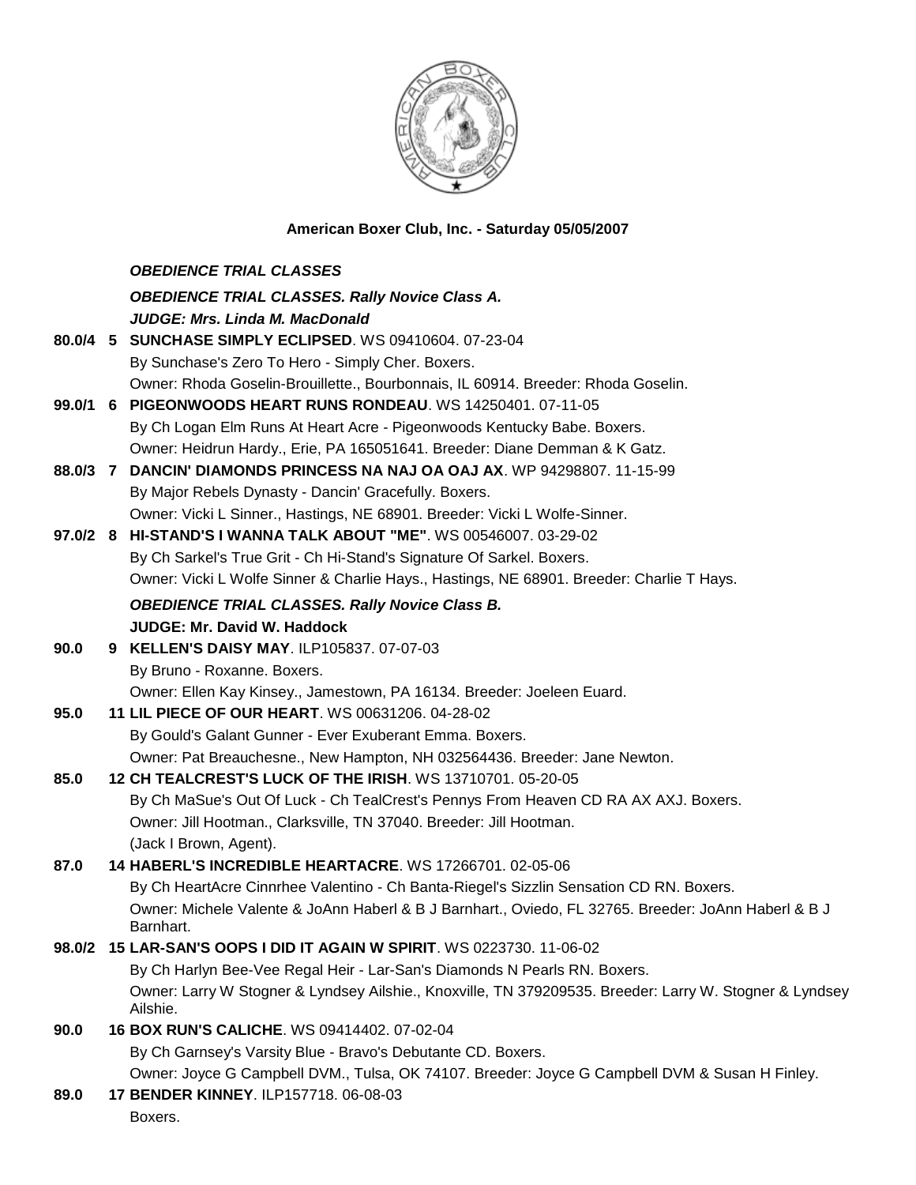**American Boxer Club, Inc. - Saturday 05/05/2007**

***OBEDIENCE TRIAL CLASSES***

***OBEDIENCE TRIAL CLASSES. Rally Novice Class A.***

***JUDGE: Mrs. Linda M. MacDonald***

**80.0/4 5 SUNCHASE SIMPLY ECLIPSED**. WS 09410604. 07-23-04
By Sunchase's Zero To Hero - Simply Cher. Boxers.
Owner: Rhoda Goselin-Brouillette., Bourbonnais, IL 60914. Breeder: Rhoda Goselin.

**99.0/1 6 PIGEONWOODS HEART RUNS RONDEAU**. WS 14250401. 07-11-05
By Ch Logan Elm Runs At Heart Acre - Pigeonwoods Kentucky Babe. Boxers.
Owner: Heidrun Hardy., Erie, PA 165051641. Breeder: Diane Demman & K Gatz.

**88.0/3 7 DANCIN' DIAMONDS PRINCESS NA NAJ OA OAJ AX**. WP 94298807. 11-15-99
By Major Rebels Dynasty - Dancin' Gracefully. Boxers.
Owner: Vicki L Sinner., Hastings, NE 68901. Breeder: Vicki L Wolfe-Sinner.

**97.0/2 8 HI-STAND'S I WANNA TALK ABOUT "ME"**. WS 00546007. 03-29-02
By Ch Sarkel's True Grit - Ch Hi-Stand's Signature Of Sarkel. Boxers.
Owner: Vicki L Wolfe Sinner & Charlie Hays., Hastings, NE 68901. Breeder: Charlie T Hays.

***OBEDIENCE TRIAL CLASSES. Rally Novice Class B.***

**JUDGE: Mr. David W. Haddock**

**90.0 9 KELLEN'S DAISY MAY**. ILP105837. 07-07-03
By Bruno - Roxanne. Boxers.
Owner: Ellen Kay Kinsey., Jamestown, PA 16134. Breeder: Joeleen Euard.

**95.0 11 LIL PIECE OF OUR HEART**. WS 00631206. 04-28-02
By Gould's Galant Gunner - Ever Exuberant Emma. Boxers.
Owner: Pat Breauchesne., New Hampton, NH 032564436. Breeder: Jane Newton.

**85.0 12 CH TEALCREST'S LUCK OF THE IRISH**. WS 13710701. 05-20-05
By Ch MaSue's Out Of Luck - Ch TealCrest's Pennys From Heaven CD RA AX AXJ. Boxers.
Owner: Jill Hootman., Clarksville, TN 37040. Breeder: Jill Hootman.
(Jack I Brown, Agent).

**87.0 14 HABERL'S INCREDIBLE HEARTACRE**. WS 17266701. 02-05-06
By Ch HeartAcre Cinnrhee Valentino - Ch Banta-Riegel's Sizzlin Sensation CD RN. Boxers.
Owner: Michele Valente & JoAnn Haberl & B J Barnhart., Oviedo, FL 32765. Breeder: JoAnn Haberl & B J Barnhart.

**98.0/2 15 LAR-SAN'S OOPS I DID IT AGAIN W SPIRIT**. WS 0223730. 11-06-02
By Ch Harlyn Bee-Vee Regal Heir - Lar-San's Diamonds N Pearls RN. Boxers.
Owner: Larry W Stogner & Lyndsey Ailshie., Knoxville, TN 379209535. Breeder: Larry W. Stogner & Lyndsey Ailshie.

**90.0 16 BOX RUN'S CALICHE**. WS 09414402. 07-02-04
By Ch Garnsey's Varsity Blue - Bravo's Debutante CD. Boxers.
Owner: Joyce G Campbell DVM., Tulsa, OK 74107. Breeder: Joyce G Campbell DVM & Susan H Finley.

**89.0 17 BENDER KINNEY**. ILP157718. 06-08-03
Boxers.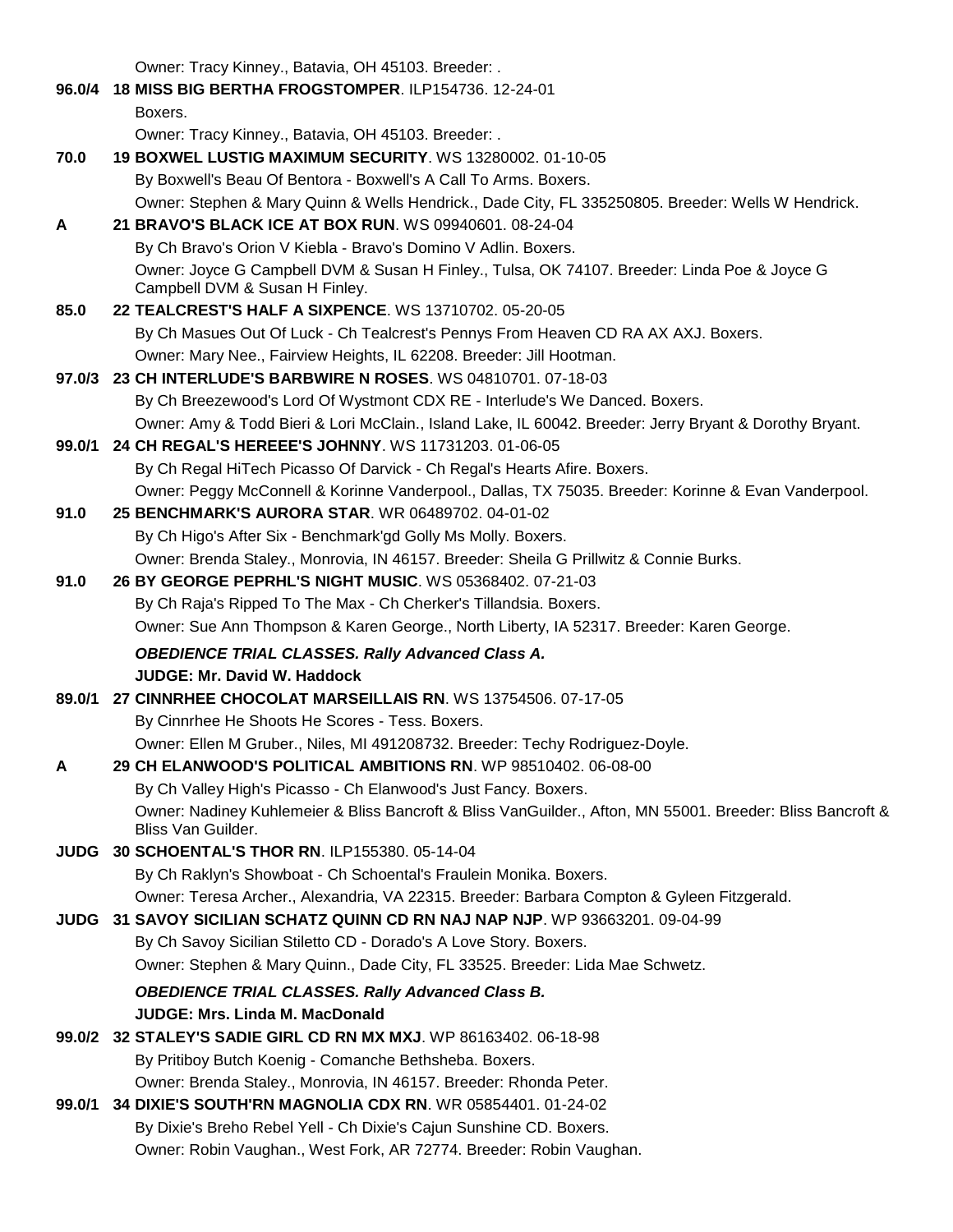Owner: Tracy Kinney., Batavia, OH 45103. Breeder: .

**96.0/4** **18 MISS BIG BERTHA FROGSTOMPER**. ILP154736. 12-24-01
Boxers.
Owner: Tracy Kinney., Batavia, OH 45103. Breeder: .

**70.0** **19 BOXWEL LUSTIG MAXIMUM SECURITY**. WS 13280002. 01-10-05
By Boxwell's Beau Of Bentora - Boxwell's A Call To Arms. Boxers.
Owner: Stephen & Mary Quinn & Wells Hendrick., Dade City, FL 335250805. Breeder: Wells W Hendrick.

**A** **21 BRAVO'S BLACK ICE AT BOX RUN**. WS 09940601. 08-24-04
By Ch Bravo's Orion V Kiebla - Bravo's Domino V Adlin. Boxers.
Owner: Joyce G Campbell DVM & Susan H Finley., Tulsa, OK 74107. Breeder: Linda Poe & Joyce G Campbell DVM & Susan H Finley.

**85.0** **22 TEALCREST'S HALF A SIXPENCE**. WS 13710702. 05-20-05
By Ch Masues Out Of Luck - Ch Tealcrest's Pennys From Heaven CD RA AX AXJ. Boxers.
Owner: Mary Nee., Fairview Heights, IL 62208. Breeder: Jill Hootman.

**97.0/3** **23 CH INTERLUDE'S BARBWIRE N ROSES**. WS 04810701. 07-18-03
By Ch Breezewood's Lord Of Wystmont CDX RE - Interlude's We Danced. Boxers.
Owner: Amy & Todd Bieri & Lori McClain., Island Lake, IL 60042. Breeder: Jerry Bryant & Dorothy Bryant.

**99.0/1** **24 CH REGAL'S HEREEE'S JOHNNY**. WS 11731203. 01-06-05
By Ch Regal HiTech Picasso Of Darvick - Ch Regal's Hearts Afire. Boxers.
Owner: Peggy McConnell & Korinne Vanderpool., Dallas, TX 75035. Breeder: Korinne & Evan Vanderpool.

**91.0** **25 BENCHMARK'S AURORA STAR**. WR 06489702. 04-01-02
By Ch Higo's After Six - Benchmark'gd Golly Ms Molly. Boxers.
Owner: Brenda Staley., Monrovia, IN 46157. Breeder: Sheila G Prillwitz & Connie Burks.

**91.0** **26 BY GEORGE PEPRHL'S NIGHT MUSIC**. WS 05368402. 07-21-03
By Ch Raja's Ripped To The Max - Ch Cherker's Tillandsia. Boxers.
Owner: Sue Ann Thompson & Karen George., North Liberty, IA 52317. Breeder: Karen George.

***OBEDIENCE TRIAL CLASSES. Rally Advanced Class A.***
**JUDGE: Mr. David W. Haddock**

**89.0/1** **27 CINNRHEE CHOCOLAT MARSEILLAIS RN**. WS 13754506. 07-17-05
By Cinnrhee He Shoots He Scores - Tess. Boxers.
Owner: Ellen M Gruber., Niles, MI 491208732. Breeder: Techy Rodriguez-Doyle.

**A** **29 CH ELANWOOD'S POLITICAL AMBITIONS RN**. WP 98510402. 06-08-00
By Ch Valley High's Picasso - Ch Elanwood's Just Fancy. Boxers.
Owner: Nadiney Kuhlemeier & Bliss Bancroft & Bliss VanGuilder., Afton, MN 55001. Breeder: Bliss Bancroft & Bliss Van Guilder.

**JUDG** **30 SCHOENTAL'S THOR RN**. ILP155380. 05-14-04
By Ch Raklyn's Showboat - Ch Schoental's Fraulein Monika. Boxers.
Owner: Teresa Archer., Alexandria, VA 22315. Breeder: Barbara Compton & Gyleen Fitzgerald.

**JUDG** **31 SAVOY SICILIAN SCHATZ QUINN CD RN NAJ NAP NJP**. WP 93663201. 09-04-99
By Ch Savoy Sicilian Stiletto CD - Dorado's A Love Story. Boxers.
Owner: Stephen & Mary Quinn., Dade City, FL 33525. Breeder: Lida Mae Schwetz.

***OBEDIENCE TRIAL CLASSES. Rally Advanced Class B.***
**JUDGE: Mrs. Linda M. MacDonald**

**99.0/2** **32 STALEY'S SADIE GIRL CD RN MX MXJ**. WP 86163402. 06-18-98
By Pritiboy Butch Koenig - Comanche Bethsheba. Boxers.
Owner: Brenda Staley., Monrovia, IN 46157. Breeder: Rhonda Peter.

**99.0/1** **34 DIXIE'S SOUTH'RN MAGNOLIA CDX RN**. WR 05854401. 01-24-02
By Dixie's Breho Rebel Yell - Ch Dixie's Cajun Sunshine CD. Boxers.
Owner: Robin Vaughan., West Fork, AR 72774. Breeder: Robin Vaughan.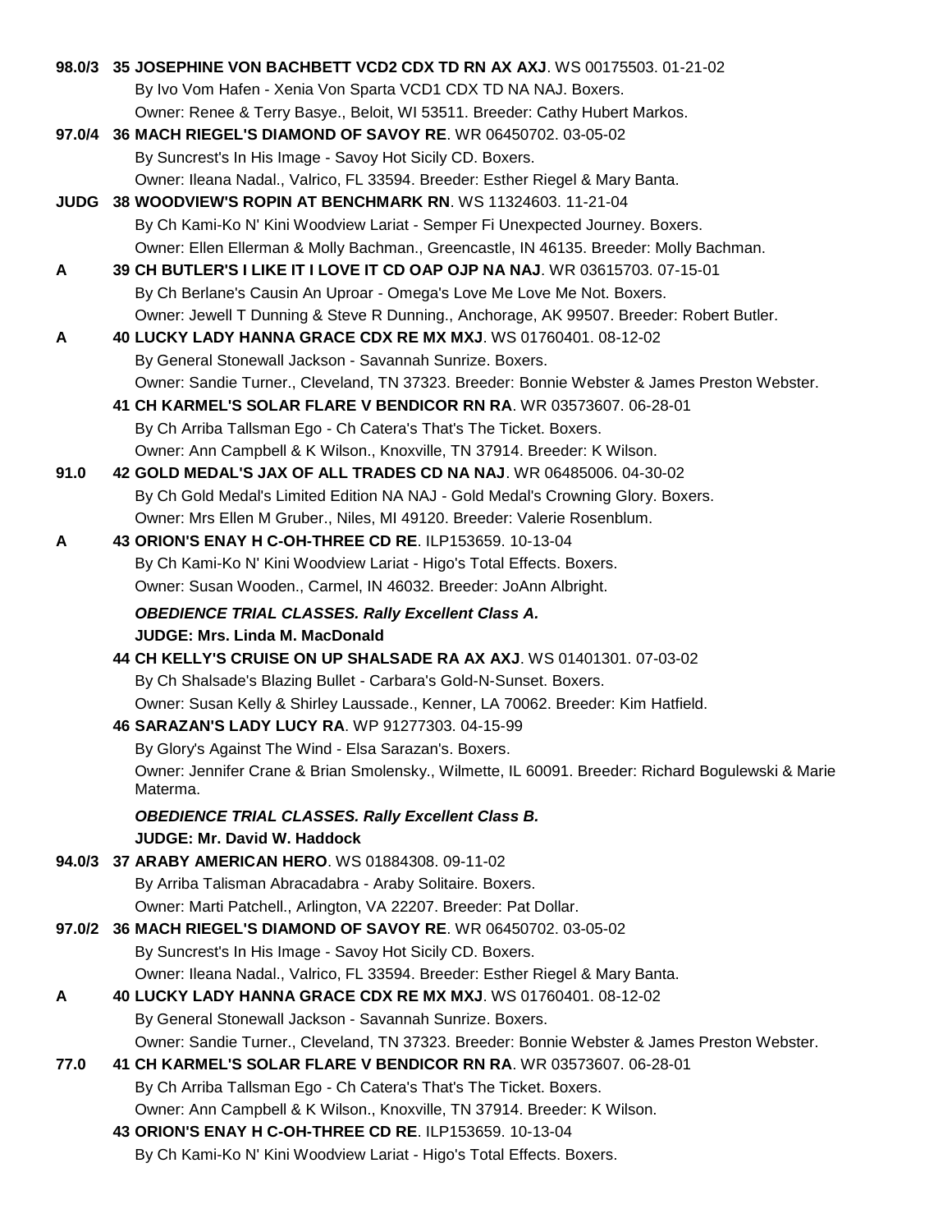**98.0/3** **35 JOSEPHINE VON BACHBETT VCD2 CDX TD RN AX AXJ**. WS 00175503. 01-21-02
By Ivo Vom Hafen - Xenia Von Sparta VCD1 CDX TD NA NAJ. Boxers.
Owner: Renee & Terry Basye., Beloit, WI 53511. Breeder: Cathy Hubert Markos.

**97.0/4** **36 MACH RIEGEL'S DIAMOND OF SAVOY RE**. WR 06450702. 03-05-02
By Suncrest's In His Image - Savoy Hot Sicily CD. Boxers.
Owner: Ileana Nadal., Valrico, FL 33594. Breeder: Esther Riegel & Mary Banta.

**JUDG** **38 WOODVIEW'S ROPIN AT BENCHMARK RN**. WS 11324603. 11-21-04
By Ch Kami-Ko N' Kini Woodview Lariat - Semper Fi Unexpected Journey. Boxers.
Owner: Ellen Ellerman & Molly Bachman., Greencastle, IN 46135. Breeder: Molly Bachman.

**A** **39 CH BUTLER'S I LIKE IT I LOVE IT CD OAP OJP NA NAJ**. WR 03615703. 07-15-01
By Ch Berlane's Causin An Uproar - Omega's Love Me Love Me Not. Boxers.
Owner: Jewell T Dunning & Steve R Dunning., Anchorage, AK 99507. Breeder: Robert Butler.

**A** **40 LUCKY LADY HANNA GRACE CDX RE MX MXJ**. WS 01760401. 08-12-02
By General Stonewall Jackson - Savannah Sunrize. Boxers.
Owner: Sandie Turner., Cleveland, TN 37323. Breeder: Bonnie Webster & James Preston Webster.

**41 CH KARMEL'S SOLAR FLARE V BENDICOR RN RA**. WR 03573607. 06-28-01
By Ch Arriba Tallsman Ego - Ch Catera's That's The Ticket. Boxers.
Owner: Ann Campbell & K Wilson., Knoxville, TN 37914. Breeder: K Wilson.

**91.0** **42 GOLD MEDAL'S JAX OF ALL TRADES CD NA NAJ**. WR 06485006. 04-30-02
By Ch Gold Medal's Limited Edition NA NAJ - Gold Medal's Crowning Glory. Boxers.
Owner: Mrs Ellen M Gruber., Niles, MI 49120. Breeder: Valerie Rosenblum.

**A** **43 ORION'S ENAY H C-OH-THREE CD RE**. ILP153659. 10-13-04
By Ch Kami-Ko N' Kini Woodview Lariat - Higo's Total Effects. Boxers.
Owner: Susan Wooden., Carmel, IN 46032. Breeder: JoAnn Albright.

***OBEDIENCE TRIAL CLASSES. Rally Excellent Class A.***
**JUDGE: Mrs. Linda M. MacDonald**

**44 CH KELLY'S CRUISE ON UP SHALSADE RA AX AXJ**. WS 01401301. 07-03-02
By Ch Shalsade's Blazing Bullet - Carbara's Gold-N-Sunset. Boxers.
Owner: Susan Kelly & Shirley Laussade., Kenner, LA 70062. Breeder: Kim Hatfield.

**46 SARAZAN'S LADY LUCY RA**. WP 91277303. 04-15-99
By Glory's Against The Wind - Elsa Sarazan's. Boxers.
Owner: Jennifer Crane & Brian Smolensky., Wilmette, IL 60091. Breeder: Richard Bogulewski & Marie Materma.

***OBEDIENCE TRIAL CLASSES. Rally Excellent Class B.***
**JUDGE: Mr. David W. Haddock**

**94.0/3** **37 ARABY AMERICAN HERO**. WS 01884308. 09-11-02
By Arriba Talisman Abracadabra - Araby Solitaire. Boxers.
Owner: Marti Patchell., Arlington, VA 22207. Breeder: Pat Dollar.

**97.0/2** **36 MACH RIEGEL'S DIAMOND OF SAVOY RE**. WR 06450702. 03-05-02
By Suncrest's In His Image - Savoy Hot Sicily CD. Boxers.
Owner: Ileana Nadal., Valrico, FL 33594. Breeder: Esther Riegel & Mary Banta.

**A** **40 LUCKY LADY HANNA GRACE CDX RE MX MXJ**. WS 01760401. 08-12-02
By General Stonewall Jackson - Savannah Sunrize. Boxers.
Owner: Sandie Turner., Cleveland, TN 37323. Breeder: Bonnie Webster & James Preston Webster.

**77.0** **41 CH KARMEL'S SOLAR FLARE V BENDICOR RN RA**. WR 03573607. 06-28-01
By Ch Arriba Tallsman Ego - Ch Catera's That's The Ticket. Boxers.
Owner: Ann Campbell & K Wilson., Knoxville, TN 37914. Breeder: K Wilson.

**43 ORION'S ENAY H C-OH-THREE CD RE**. ILP153659. 10-13-04
By Ch Kami-Ko N' Kini Woodview Lariat - Higo's Total Effects. Boxers.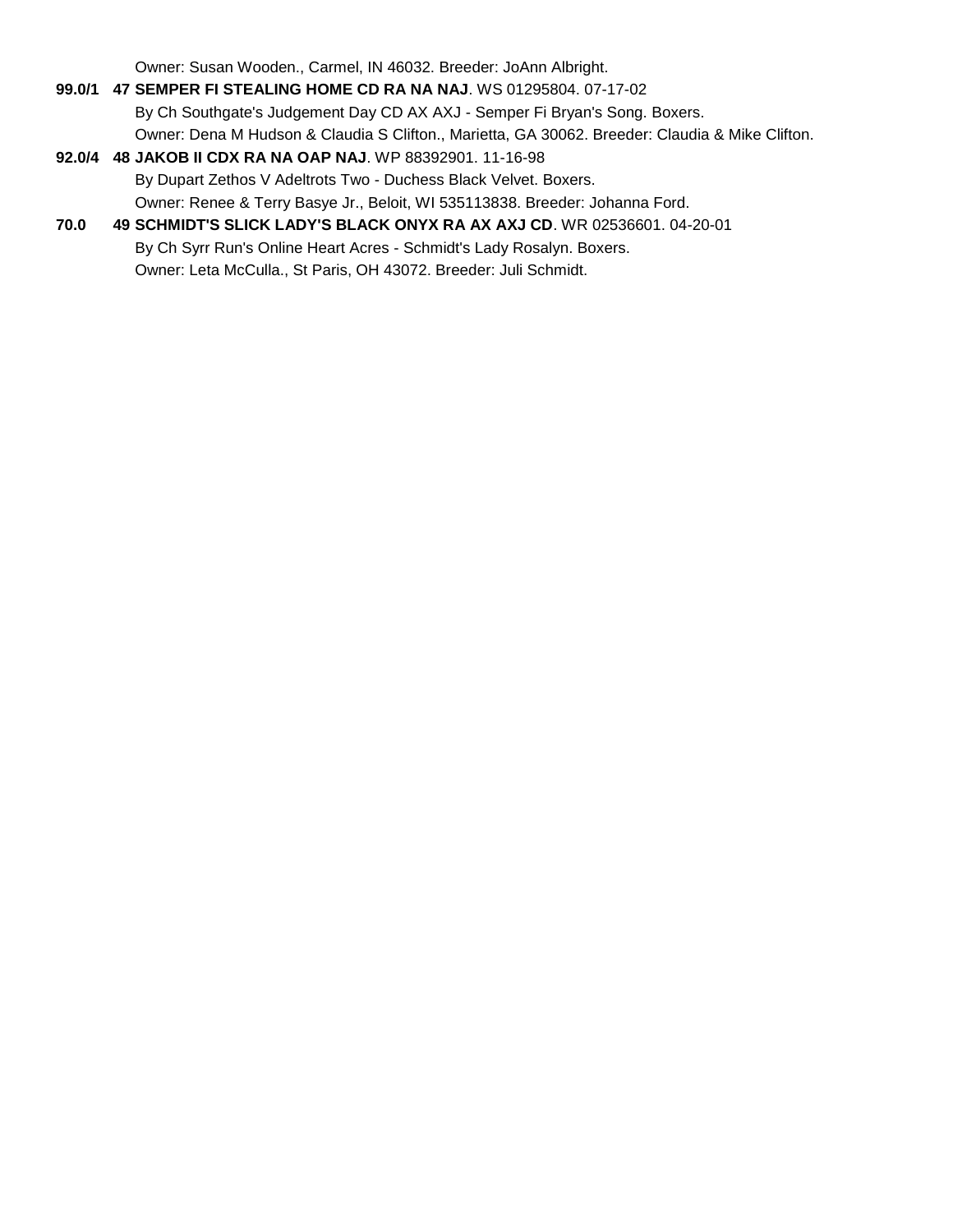Owner: Susan Wooden., Carmel, IN 46032. Breeder: JoAnn Albright.

**99.0/1** **47 SEMPER FI STEALING HOME CD RA NA NAJ**. WS 01295804. 07-17-02
By Ch Southgate's Judgement Day CD AX AXJ - Semper Fi Bryan's Song. Boxers.
Owner: Dena M Hudson & Claudia S Clifton., Marietta, GA 30062. Breeder: Claudia & Mike Clifton.

**92.0/4** **48 JAKOB II CDX RA NA OAP NAJ**. WP 88392901. 11-16-98
By Dupart Zethos V Adeltrots Two - Duchess Black Velvet. Boxers.
Owner: Renee & Terry Basye Jr., Beloit, WI 535113838. Breeder: Johanna Ford.

**70.0** **49 SCHMIDT'S SLICK LADY'S BLACK ONYX RA AX AXJ CD**. WR 02536601. 04-20-01
By Ch Syrr Run's Online Heart Acres - Schmidt's Lady Rosalyn. Boxers.
Owner: Leta McCulla., St Paris, OH 43072. Breeder: Juli Schmidt.